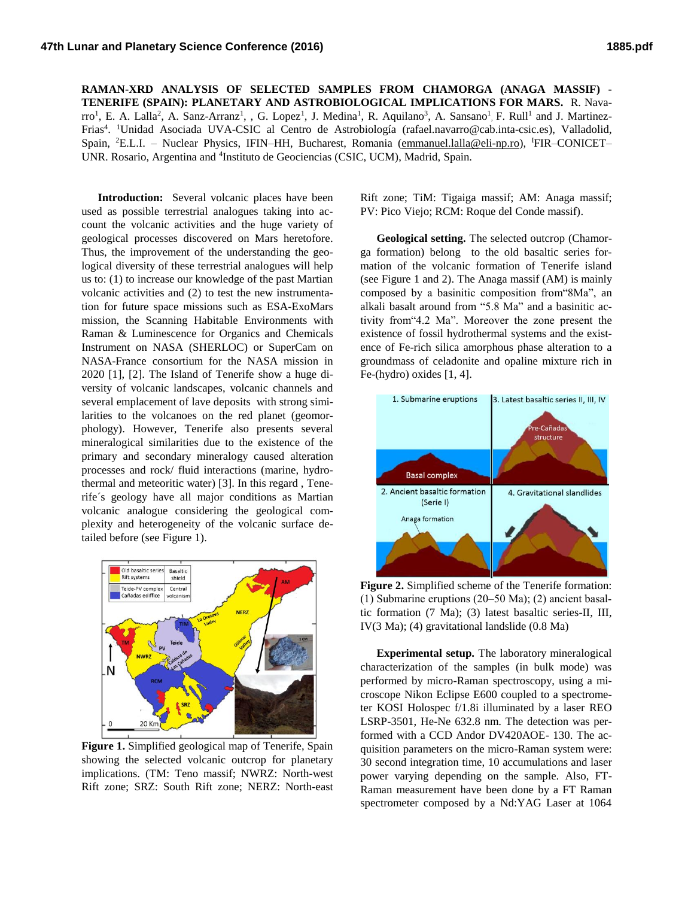# RAMAN-XRD ANALYSIS OF SELECTED SAMPLES FROM CHAMORGA (ANAGA MASSIF) - TENERIFE (SPAIN): PLANETARY AND ASTROBIOLOGICAL IMPLICATIONS FOR MARS.

R. Navarro[1], E. A. Lalla[2], A. Sanz-Arranz[1], , G. Lopez[1], J. Medina[1], R. Aquilano[3], A. Sansano[1], F. Rull[1] and J. Martinez-Frias[4]. [1]Unidad Asociada UVA-CSIC al Centro de Astrobiología (rafael.navarro@cab.inta-csic.es), Valladolid, Spain, [2]E.L.I. – Nuclear Physics, IFIN–HH, Bucharest, Romania (emmanuel.lalla@eli-np.ro), [I]FIR–CONICET–UNR. Rosario, Argentina and [4]Instituto de Geociencias (CSIC, UCM), Madrid, Spain.

**Introduction:** Several volcanic places have been used as possible terrestrial analogues taking into account the volcanic activities and the huge variety of geological processes discovered on Mars heretofore. Thus, the improvement of the understanding the geological diversity of these terrestrial analogues will help us to: (1) to increase our knowledge of the past Martian volcanic activities and (2) to test the new instrumentation for future space missions such as ESA-ExoMars mission, the Scanning Habitable Environments with Raman & Luminescence for Organics and Chemicals Instrument on NASA (SHERLOC) or SuperCam on NASA-France consortium for the NASA mission in 2020 [1], [2]. The Island of Tenerife show a huge diversity of volcanic landscapes, volcanic channels and several emplacement of lave deposits with strong similarities to the volcanoes on the red planet (geomorphology). However, Tenerife also presents several mineralogical similarities due to the existence of the primary and secondary mineralogy caused alteration processes and rock/ fluid interactions (marine, hydrothermal and meteoritic water) [3]. In this regard , Tenerife´s geology have all major conditions as Martian volcanic analogue considering the geological complexity and heterogeneity of the volcanic surface detailed before (see Figure 1).

**Figure 1.** Simplified geological map of Tenerife, Spain showing the selected volcanic outcrop for planetary implications. (TM: Teno massif; NWRZ: North-west Rift zone; SRZ: South Rift zone; NERZ: North-east Rift zone; TiM: Tigaiga massif; AM: Anaga massif; PV: Pico Viejo; RCM: Roque del Conde massif).

**Geological setting.** The selected outcrop (Chamorga formation) belong to the old basaltic series formation of the volcanic formation of Tenerife island (see Figure 1 and 2). The Anaga massif (AM) is mainly composed by a basinitic composition from"8Ma", an alkali basalt around from "5.8 Ma" and a basinitic activity from"4.2 Ma". Moreover the zone present the existence of fossil hydrothermal systems and the existence of Fe-rich silica amorphous phase alteration to a groundmass of celadonite and opaline mixture rich in Fe-(hydro) oxides [1, 4].

**Figure 2.** Simplified scheme of the Tenerife formation: (1) Submarine eruptions (20–50 Ma); (2) ancient basaltic formation (7 Ma); (3) latest basaltic series-II, III, IV(3 Ma); (4) gravitational landslide (0.8 Ma)

**Experimental setup.** The laboratory mineralogical characterization of the samples (in bulk mode) was performed by micro-Raman spectroscopy, using a microscope Nikon Eclipse E600 coupled to a spectrometer KOSI Holospec f/1.8i illuminated by a laser REO LSRP-3501, He-Ne 632.8 nm. The detection was performed with a CCD Andor DV420AOE- 130. The acquisition parameters on the micro-Raman system were: 30 second integration time, 10 accumulations and laser power varying depending on the sample. Also, FT-Raman measurement have been done by a FT Raman spectrometer composed by a Nd:YAG Laser at 1064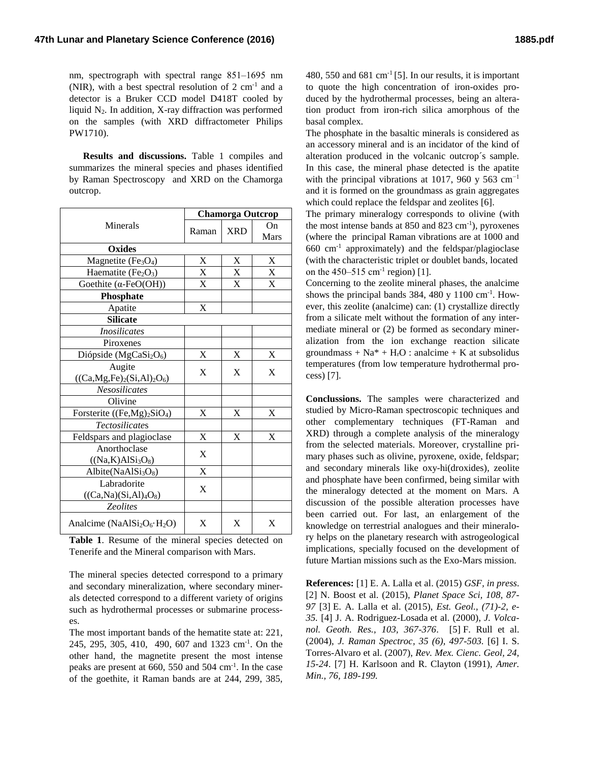nm, spectrograph with spectral range 851–1695 nm (NIR), with a best spectral resolution of 2 $cm^{-1}$ and a detector is a Bruker CCD model D418T cooled by liquid $N_2$. In addition, X-ray diffraction was performed on the samples (with XRD diffractometer Philips PW1710).

**Results and discussions.** Table 1 compiles and summarizes the mineral species and phases identified by Raman Spectroscopy and XRD on the Chamorga outcrop.

| Minerals | Chamorga Outcrop | | |
|---|---|---|---|
| | Raman | XRD | On Mars |
| **Oxides** | | | |
| Magnetite ($Fe_3O_4$) | X | X | X |
| Haematite ($Fe_2O_3$) | X | X | X |
| Goethite ($\alpha$-FeO(OH)) | X | X | X |
| **Phosphate** | | | |
| Apatite | X | | |
| **Silicate** | | | |
| *Inosilicates* | | | |
| Piroxenes | | | |
| Diópside ($MgCaSi_2O_6$) | X | X | X |
| Augite ($(Ca,Mg,Fe)_2(Si,Al)_2O_6$) | X | X | X |
| *Nesosilicates* | | | |
| Olivine | | | |
| Forsterite ($(Fe,Mg)_2SiO_4$) | X | X | X |
| *Tectosilicates* | | | |
| Feldspars and plagioclase | X | X | X |
| Anorthoclase ($(Na,K)AlSi_3O_8$) | X | | |
| Albite($NaAlSi_3O_8$) | X | | |
| Labradorite ($(Ca,Na)(Si,Al)_4O_8$) | X | | |
| *Zeolites* | | | |
| Analcime ($NaAlSi_2O_6{\cdot}H_2O$) | X | X | X |

**Table 1**. Resume of the mineral species detected on Tenerife and the Mineral comparison with Mars.

The mineral species detected correspond to a primary and secondary mineralization, where secondary minerals detected correspond to a different variety of origins such as hydrothermal processes or submarine processes.

The most important bands of the hematite state at: 221, 245, 295, 305, 410, 490, 607 and 1323 $cm^{-1}$. On the other hand, the magnetite present the most intense peaks are present at 660, 550 and 504 $cm^{-1}$. In the case of the goethite, it Raman bands are at 244, 299, 385, 480, 550 and 681 $cm^{-1}$ [5]. In our results, it is important to quote the high concentration of iron-oxides produced by the hydrothermal processes, being an alteration product from iron-rich silica amorphous of the basal complex.

The phosphate in the basaltic minerals is considered as an accessory mineral and is an incidator of the kind of alteration produced in the volcanic outcrop´s sample. In this case, the mineral phase detected is the apatite with the principal vibrations at 1017, 960 y 563 $cm^{-1}$ and it is formed on the groundmass as grain aggregates which could replace the feldspar and zeolites [6].

The primary mineralogy corresponds to olivine (with the most intense bands at 850 and 823 $cm^{-1}$), pyroxenes (where the principal Raman vibrations are at 1000 and 660 $cm^{-1}$ approximately) and the feldspar/plagioclase (with the characteristic triplet or doublet bands, located on the 450–515 $cm^{-1}$ region) [1].

Concerning to the zeolite mineral phases, the analcime shows the principal bands 384, 480 y 1100 $cm^{-1}$. However, this zeolite (analcime) can: (1) crystallize directly from a silicate melt without the formation of any intermediate mineral or (2) be formed as secondary mineralization from the ion exchange reaction silicate groundmass + $Na^*$ + $H_rO$ : analcime + K at subsolidus temperatures (from low temperature hydrothermal process) [7].

**Conclussions.** The samples were characterized and studied by Micro-Raman spectroscopic techniques and other complementary techniques (FT-Raman and XRD) through a complete analysis of the mineralogy from the selected materials. Moreover, crystalline primary phases such as olivine, pyroxene, oxide, feldspar; and secondary minerals like oxy-hi(droxides), zeolite and phosphate have been confirmed, being similar with the mineralogy detected at the moment on Mars. A discussion of the possible alteration processes have been carried out. For last, an enlargement of the knowledge on terrestrial analogues and their mineralory helps on the planetary research with astrogeological implications, specially focused on the development of future Martian missions such as the Exo-Mars mission.

**References:** [1] E. A. Lalla et al. (2015) *GSF, in press*. [2] N. Boost et al. (2015), *Planet Space Sci, 108, 87-97* [3] E. A. Lalla et al. (2015), *Est. Geol., (71)-2, e-35.* [4] J. A. Rodriguez-Losada et al. (2000), *J. Volcanol. Geoth. Res., 103, 367-376*. [5] F. Rull et al. (2004), *J. Raman Spectroc, 35 (6), 497-503.* [6] I. S. Torres-Alvaro et al. (2007), *Rev. Mex. Cienc. Geol, 24, 15-24*. [7] H. Karlsoon and R. Clayton (1991), *Amer. Min., 76, 189-199.*